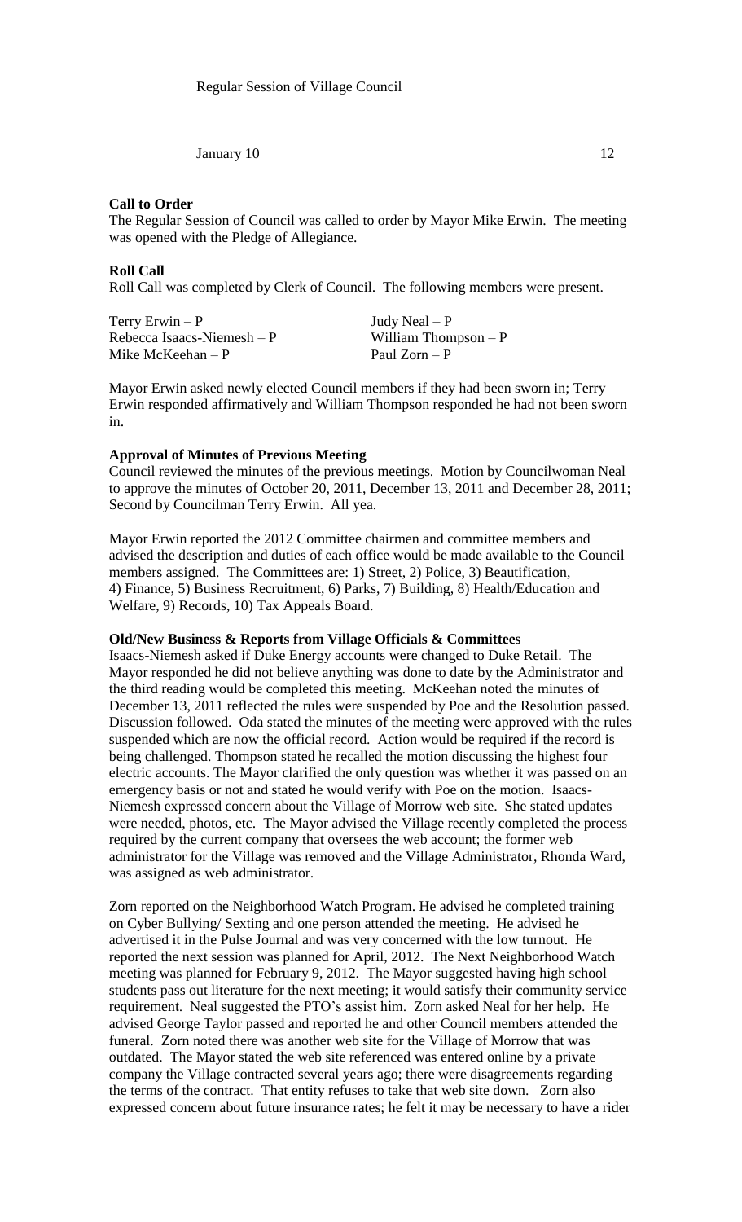Regular Session of Village Council

January 10 12

**Call to Order**

The Regular Session of Council was called to order by Mayor Mike Erwin. The meeting was opened with the Pledge of Allegiance.

**Roll Call**

Roll Call was completed by Clerk of Council. The following members were present.

| | |
|---|---|
| Terry Erwin – P | Judy Neal – P |
| Rebecca Isaacs-Niemesh – P | William Thompson – P |
| Mike McKeehan – P | Paul Zorn – P |

Mayor Erwin asked newly elected Council members if they had been sworn in; Terry Erwin responded affirmatively and William Thompson responded he had not been sworn in.

**Approval of Minutes of Previous Meeting**

Council reviewed the minutes of the previous meetings. Motion by Councilwoman Neal to approve the minutes of October 20, 2011, December 13, 2011 and December 28, 2011; Second by Councilman Terry Erwin. All yea.

Mayor Erwin reported the 2012 Committee chairmen and committee members and advised the description and duties of each office would be made available to the Council members assigned. The Committees are: 1) Street, 2) Police, 3) Beautification, 4) Finance, 5) Business Recruitment, 6) Parks, 7) Building, 8) Health/Education and Welfare, 9) Records, 10) Tax Appeals Board.

**Old/New Business & Reports from Village Officials & Committees**

Isaacs-Niemesh asked if Duke Energy accounts were changed to Duke Retail. The Mayor responded he did not believe anything was done to date by the Administrator and the third reading would be completed this meeting. McKeehan noted the minutes of December 13, 2011 reflected the rules were suspended by Poe and the Resolution passed. Discussion followed. Oda stated the minutes of the meeting were approved with the rules suspended which are now the official record. Action would be required if the record is being challenged. Thompson stated he recalled the motion discussing the highest four electric accounts. The Mayor clarified the only question was whether it was passed on an emergency basis or not and stated he would verify with Poe on the motion. Isaacs-Niemesh expressed concern about the Village of Morrow web site. She stated updates were needed, photos, etc. The Mayor advised the Village recently completed the process required by the current company that oversees the web account; the former web administrator for the Village was removed and the Village Administrator, Rhonda Ward, was assigned as web administrator.

Zorn reported on the Neighborhood Watch Program. He advised he completed training on Cyber Bullying/ Sexting and one person attended the meeting. He advised he advertised it in the Pulse Journal and was very concerned with the low turnout. He reported the next session was planned for April, 2012. The Next Neighborhood Watch meeting was planned for February 9, 2012. The Mayor suggested having high school students pass out literature for the next meeting; it would satisfy their community service requirement. Neal suggested the PTO's assist him. Zorn asked Neal for her help. He advised George Taylor passed and reported he and other Council members attended the funeral. Zorn noted there was another web site for the Village of Morrow that was outdated. The Mayor stated the web site referenced was entered online by a private company the Village contracted several years ago; there were disagreements regarding the terms of the contract. That entity refuses to take that web site down. Zorn also expressed concern about future insurance rates; he felt it may be necessary to have a rider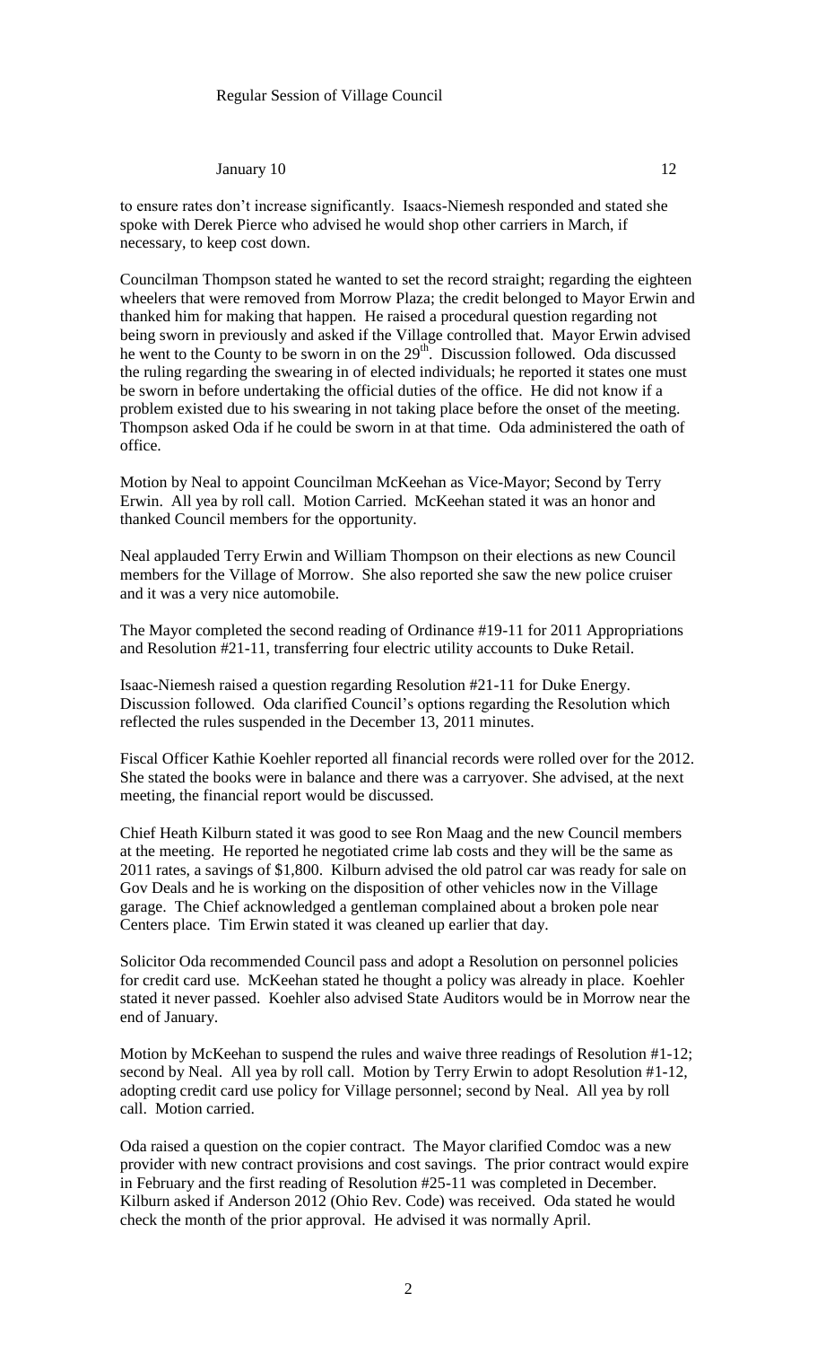to ensure rates don't increase significantly. Isaacs-Niemesh responded and stated she spoke with Derek Pierce who advised he would shop other carriers in March, if necessary, to keep cost down.

Councilman Thompson stated he wanted to set the record straight; regarding the eighteen wheelers that were removed from Morrow Plaza; the credit belonged to Mayor Erwin and thanked him for making that happen. He raised a procedural question regarding not being sworn in previously and asked if the Village controlled that. Mayor Erwin advised he went to the County to be sworn in on the 29th. Discussion followed. Oda discussed the ruling regarding the swearing in of elected individuals; he reported it states one must be sworn in before undertaking the official duties of the office. He did not know if a problem existed due to his swearing in not taking place before the onset of the meeting. Thompson asked Oda if he could be sworn in at that time. Oda administered the oath of office.

Motion by Neal to appoint Councilman McKeehan as Vice-Mayor; Second by Terry Erwin. All yea by roll call. Motion Carried. McKeehan stated it was an honor and thanked Council members for the opportunity.

Neal applauded Terry Erwin and William Thompson on their elections as new Council members for the Village of Morrow. She also reported she saw the new police cruiser and it was a very nice automobile.

The Mayor completed the second reading of Ordinance #19-11 for 2011 Appropriations and Resolution #21-11, transferring four electric utility accounts to Duke Retail.

Isaac-Niemesh raised a question regarding Resolution #21-11 for Duke Energy. Discussion followed. Oda clarified Council's options regarding the Resolution which reflected the rules suspended in the December 13, 2011 minutes.

Fiscal Officer Kathie Koehler reported all financial records were rolled over for the 2012. She stated the books were in balance and there was a carryover. She advised, at the next meeting, the financial report would be discussed.

Chief Heath Kilburn stated it was good to see Ron Maag and the new Council members at the meeting. He reported he negotiated crime lab costs and they will be the same as 2011 rates, a savings of $1,800. Kilburn advised the old patrol car was ready for sale on Gov Deals and he is working on the disposition of other vehicles now in the Village garage. The Chief acknowledged a gentleman complained about a broken pole near Centers place. Tim Erwin stated it was cleaned up earlier that day.

Solicitor Oda recommended Council pass and adopt a Resolution on personnel policies for credit card use. McKeehan stated he thought a policy was already in place. Koehler stated it never passed. Koehler also advised State Auditors would be in Morrow near the end of January.

Motion by McKeehan to suspend the rules and waive three readings of Resolution #1-12; second by Neal. All yea by roll call. Motion by Terry Erwin to adopt Resolution #1-12, adopting credit card use policy for Village personnel; second by Neal. All yea by roll call. Motion carried.

Oda raised a question on the copier contract. The Mayor clarified Comdoc was a new provider with new contract provisions and cost savings. The prior contract would expire in February and the first reading of Resolution #25-11 was completed in December. Kilburn asked if Anderson 2012 (Ohio Rev. Code) was received. Oda stated he would check the month of the prior approval. He advised it was normally April.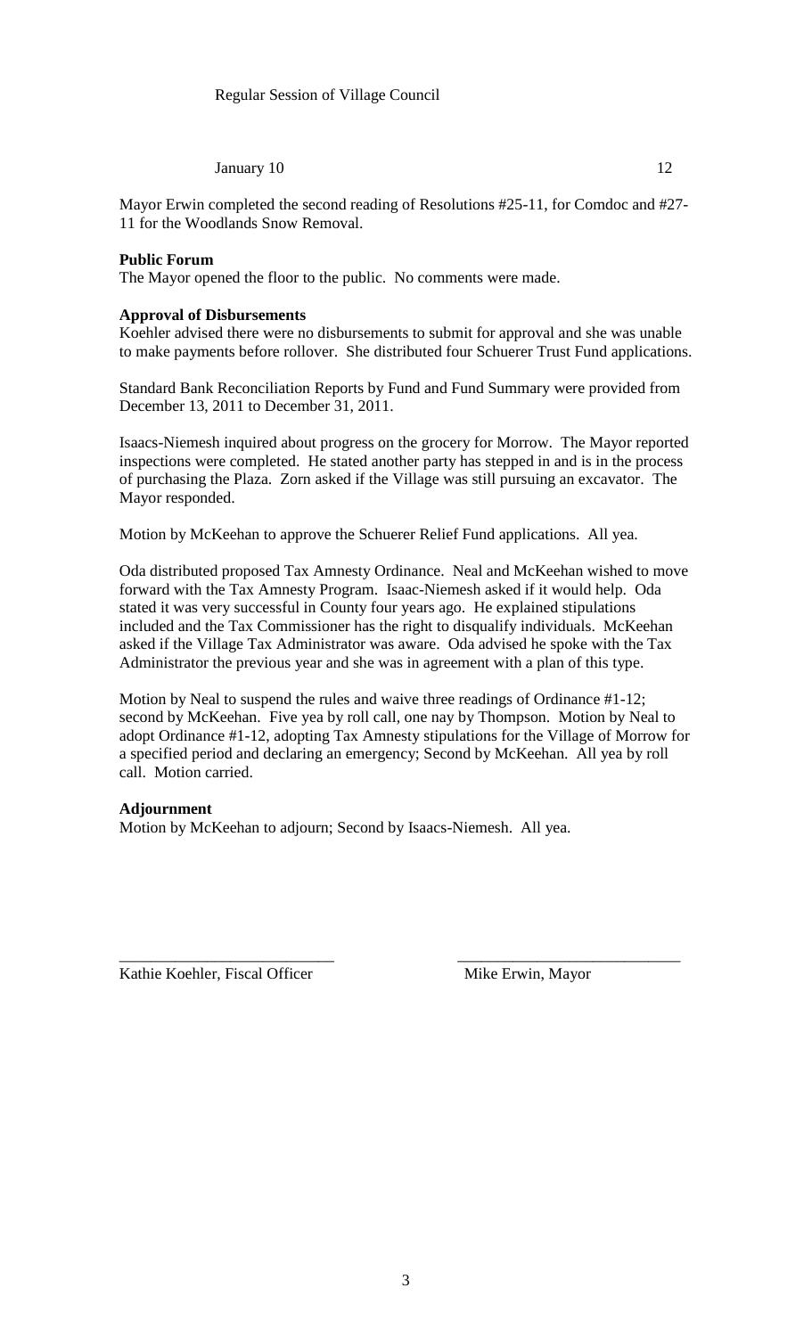Mayor Erwin completed the second reading of Resolutions #25-11, for Comdoc and #27-11 for the Woodlands Snow Removal.

**Public Forum**

The Mayor opened the floor to the public. No comments were made.

**Approval of Disbursements**

Koehler advised there were no disbursements to submit for approval and she was unable to make payments before rollover. She distributed four Schuerer Trust Fund applications.

Standard Bank Reconciliation Reports by Fund and Fund Summary were provided from December 13, 2011 to December 31, 2011.

Isaacs-Niemesh inquired about progress on the grocery for Morrow. The Mayor reported inspections were completed. He stated another party has stepped in and is in the process of purchasing the Plaza. Zorn asked if the Village was still pursuing an excavator. The Mayor responded.

Motion by McKeehan to approve the Schuerer Relief Fund applications. All yea.

Oda distributed proposed Tax Amnesty Ordinance. Neal and McKeehan wished to move forward with the Tax Amnesty Program. Isaac-Niemesh asked if it would help. Oda stated it was very successful in County four years ago. He explained stipulations included and the Tax Commissioner has the right to disqualify individuals. McKeehan asked if the Village Tax Administrator was aware. Oda advised he spoke with the Tax Administrator the previous year and she was in agreement with a plan of this type.

Motion by Neal to suspend the rules and waive three readings of Ordinance #1-12; second by McKeehan. Five yea by roll call, one nay by Thompson. Motion by Neal to adopt Ordinance #1-12, adopting Tax Amnesty stipulations for the Village of Morrow for a specified period and declaring an emergency; Second by McKeehan. All yea by roll call. Motion carried.

**Adjournment**

Motion by McKeehan to adjourn; Second by Isaacs-Niemesh. All yea.

\_\_\_\_\_\_\_\_\_\_\_\_\_\_\_\_\_\_\_\_\_\_\_\_\_\_\_\_ \_\_\_\_\_\_\_\_\_\_\_\_\_\_\_\_\_\_\_\_\_\_\_\_\_\_\_\_

Kathie Koehler, Fiscal Officer Mike Erwin, Mayor